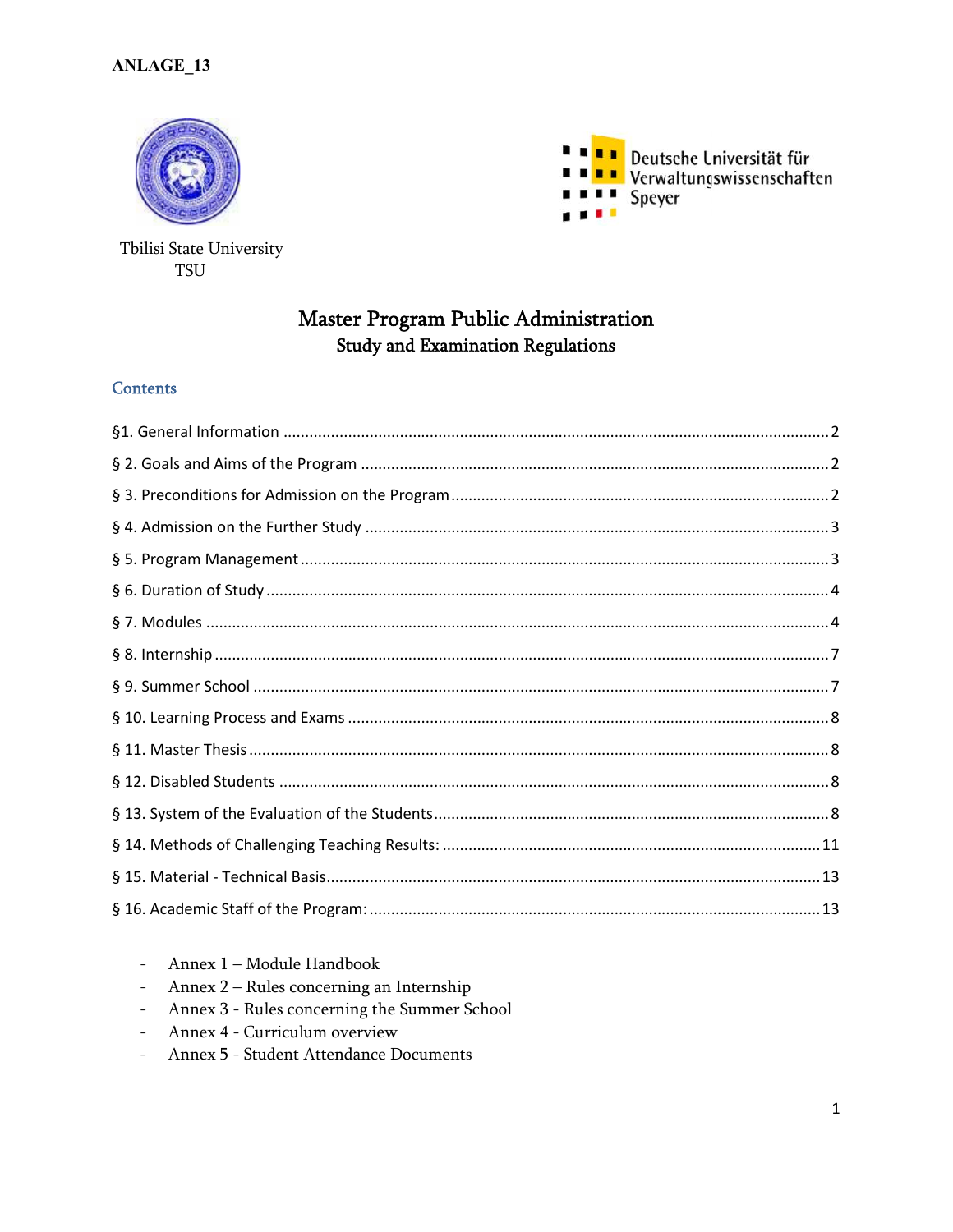ANLAGE_13

Tbilisi State University
TSU

Deutsche Universität für Verwaltungswissenschaften Speyer

# Master Program Public Administration

## Study and Examination Regulations

### Contents

§1. General Information ..... 2

§ 2. Goals and Aims of the Program ..... 2

§ 3. Preconditions for Admission on the Program ..... 2

§ 4. Admission on the Further Study ..... 3

§ 5. Program Management ..... 3

§ 6. Duration of Study ..... 4

§ 7. Modules ..... 4

§ 8. Internship ..... 7

§ 9. Summer School ..... 7

§ 10. Learning Process and Exams ..... 8

§ 11. Master Thesis ..... 8

§ 12. Disabled Students ..... 8

§ 13. System of the Evaluation of the Students ..... 8

§ 14. Methods of Challenging Teaching Results: ..... 11

§ 15. Material - Technical Basis ..... 13

§ 16. Academic Staff of the Program: ..... 13

- Annex 1 – Module Handbook
- Annex 2 – Rules concerning an Internship
- Annex 3 - Rules concerning the Summer School
- Annex 4 - Curriculum overview
- Annex 5 - Student Attendance Documents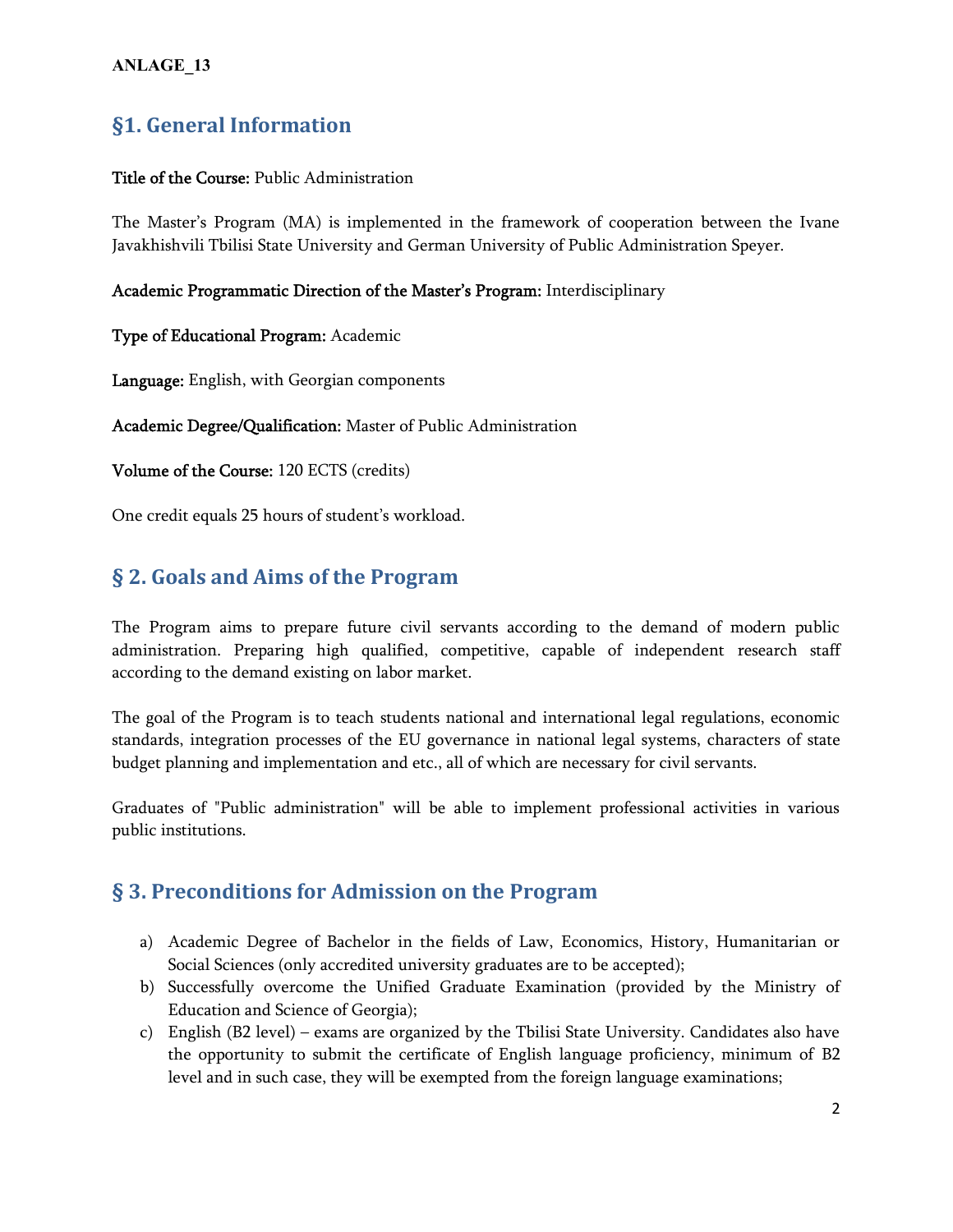**ANLAGE_13**

## §1. General Information

**Title of the Course:** Public Administration

The Master's Program (MA) is implemented in the framework of cooperation between the Ivane Javakhishvili Tbilisi State University and German University of Public Administration Speyer.

**Academic Programmatic Direction of the Master's Program:** Interdisciplinary

**Type of Educational Program:** Academic

**Language:** English, with Georgian components

**Academic Degree/Qualification:** Master of Public Administration

**Volume of the Course:** 120 ECTS (credits)

One credit equals 25 hours of student's workload.

## § 2. Goals and Aims of the Program

The Program aims to prepare future civil servants according to the demand of modern public administration. Preparing high qualified, competitive, capable of independent research staff according to the demand existing on labor market.

The goal of the Program is to teach students national and international legal regulations, economic standards, integration processes of the EU governance in national legal systems, characters of state budget planning and implementation and etc., all of which are necessary for civil servants.

Graduates of "Public administration" will be able to implement professional activities in various public institutions.

## § 3. Preconditions for Admission on the Program

a) Academic Degree of Bachelor in the fields of Law, Economics, History, Humanitarian or Social Sciences (only accredited university graduates are to be accepted);
b) Successfully overcome the Unified Graduate Examination (provided by the Ministry of Education and Science of Georgia);
c) English (B2 level) – exams are organized by the Tbilisi State University. Candidates also have the opportunity to submit the certificate of English language proficiency, minimum of B2 level and in such case, they will be exempted from the foreign language examinations;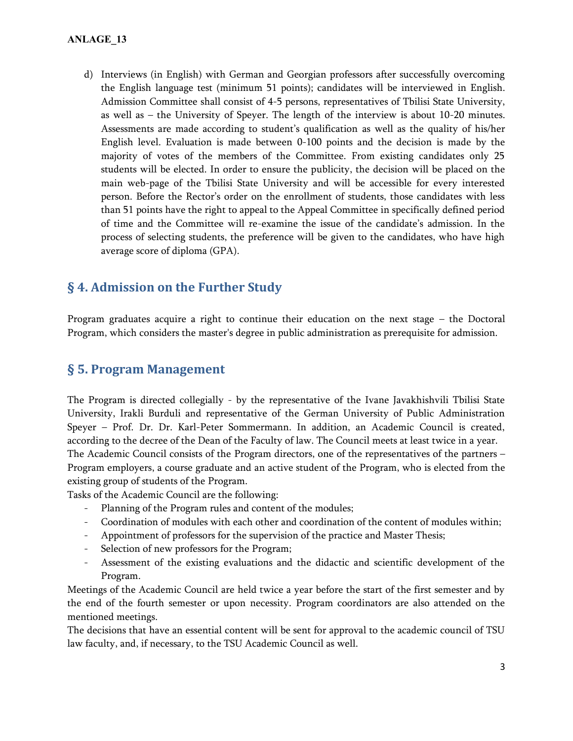d) Interviews (in English) with German and Georgian professors after successfully overcoming the English language test (minimum 51 points); candidates will be interviewed in English. Admission Committee shall consist of 4-5 persons, representatives of Tbilisi State University, as well as – the University of Speyer. The length of the interview is about 10-20 minutes. Assessments are made according to student's qualification as well as the quality of his/her English level. Evaluation is made between 0-100 points and the decision is made by the majority of votes of the members of the Committee. From existing candidates only 25 students will be elected. In order to ensure the publicity, the decision will be placed on the main web-page of the Tbilisi State University and will be accessible for every interested person. Before the Rector's order on the enrollment of students, those candidates with less than 51 points have the right to appeal to the Appeal Committee in specifically defined period of time and the Committee will re-examine the issue of the candidate's admission. In the process of selecting students, the preference will be given to the candidates, who have high average score of diploma (GPA).

## § 4. Admission on the Further Study

Program graduates acquire a right to continue their education on the next stage – the Doctoral Program, which considers the master's degree in public administration as prerequisite for admission.

## § 5. Program Management

The Program is directed collegially - by the representative of the Ivane Javakhishvili Tbilisi State University, Irakli Burduli and representative of the German University of Public Administration Speyer – Prof. Dr. Dr. Karl-Peter Sommermann. In addition, an Academic Council is created, according to the decree of the Dean of the Faculty of law. The Council meets at least twice in a year.
The Academic Council consists of the Program directors, one of the representatives of the partners – Program employers, a course graduate and an active student of the Program, who is elected from the existing group of students of the Program.
Tasks of the Academic Council are the following:

- Planning of the Program rules and content of the modules;
- Coordination of modules with each other and coordination of the content of modules within;
- Appointment of professors for the supervision of the practice and Master Thesis;
- Selection of new professors for the Program;
- Assessment of the existing evaluations and the didactic and scientific development of the Program.

Meetings of the Academic Council are held twice a year before the start of the first semester and by the end of the fourth semester or upon necessity. Program coordinators are also attended on the mentioned meetings.
The decisions that have an essential content will be sent for approval to the academic council of TSU law faculty, and, if necessary, to the TSU Academic Council as well.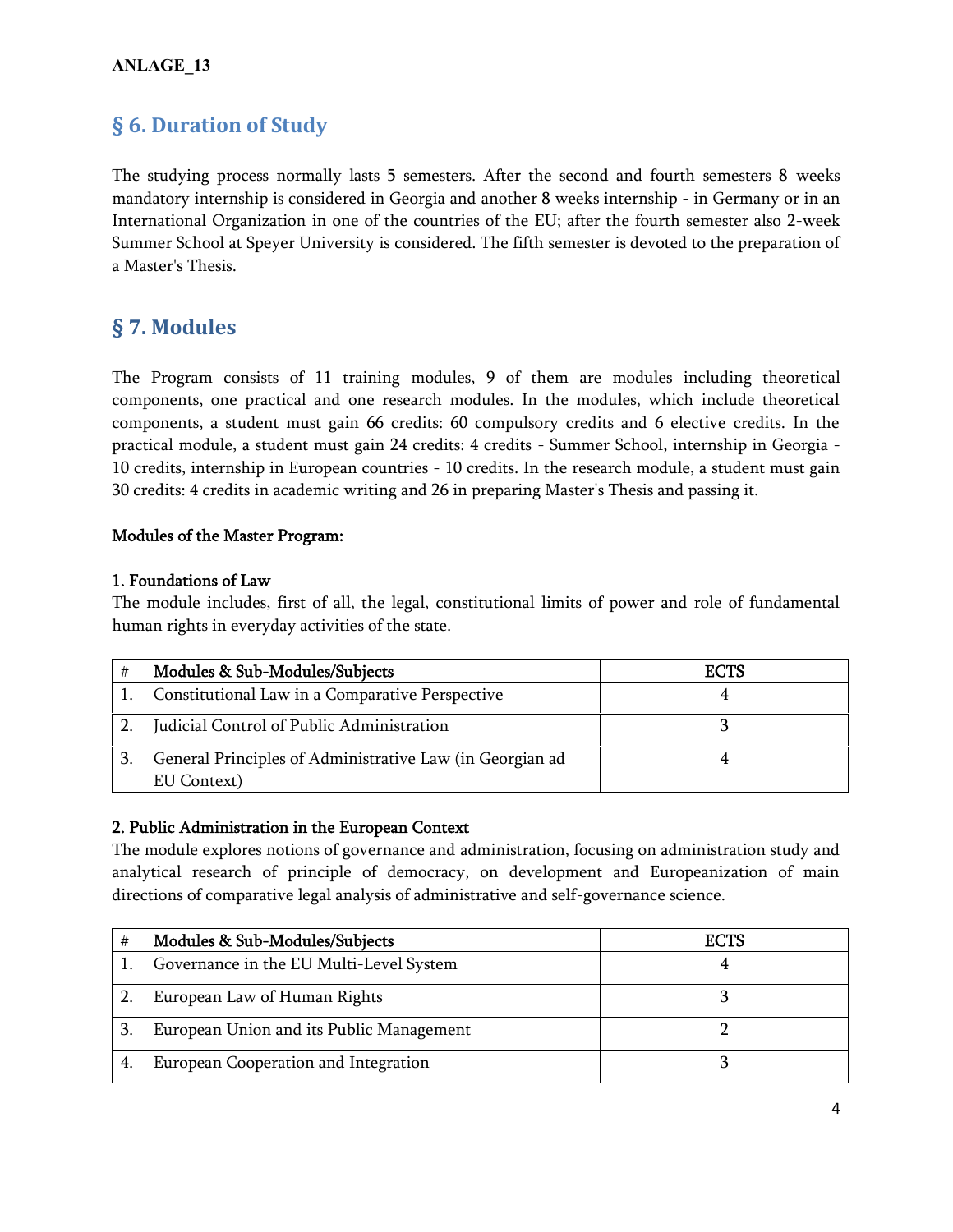ANLAGE_13

## § 6. Duration of Study

The studying process normally lasts 5 semesters. After the second and fourth semesters 8 weeks mandatory internship is considered in Georgia and another 8 weeks internship - in Germany or in an International Organization in one of the countries of the EU; after the fourth semester also 2-week Summer School at Speyer University is considered. The fifth semester is devoted to the preparation of a Master's Thesis.

## § 7. Modules

The Program consists of 11 training modules, 9 of them are modules including theoretical components, one practical and one research modules. In the modules, which include theoretical components, a student must gain 66 credits: 60 compulsory credits and 6 elective credits. In the practical module, a student must gain 24 credits: 4 credits - Summer School, internship in Georgia - 10 credits, internship in European countries - 10 credits. In the research module, a student must gain 30 credits: 4 credits in academic writing and 26 in preparing Master's Thesis and passing it.

**Modules of the Master Program:**

**1. Foundations of Law**
The module includes, first of all, the legal, constitutional limits of power and role of fundamental human rights in everyday activities of the state.

| # | Modules & Sub-Modules/Subjects | ECTS |
|---|---|---|
| 1. | Constitutional Law in a Comparative Perspective | 4 |
| 2. | Judicial Control of Public Administration | 3 |
| 3. | General Principles of Administrative Law (in Georgian ad EU Context) | 4 |

**2. Public Administration in the European Context**
The module explores notions of governance and administration, focusing on administration study and analytical research of principle of democracy, on development and Europeanization of main directions of comparative legal analysis of administrative and self-governance science.

| # | Modules & Sub-Modules/Subjects | ECTS |
|---|---|---|
| 1. | Governance in the EU Multi-Level System | 4 |
| 2. | European Law of Human Rights | 3 |
| 3. | European Union and its Public Management | 2 |
| 4. | European Cooperation and Integration | 3 |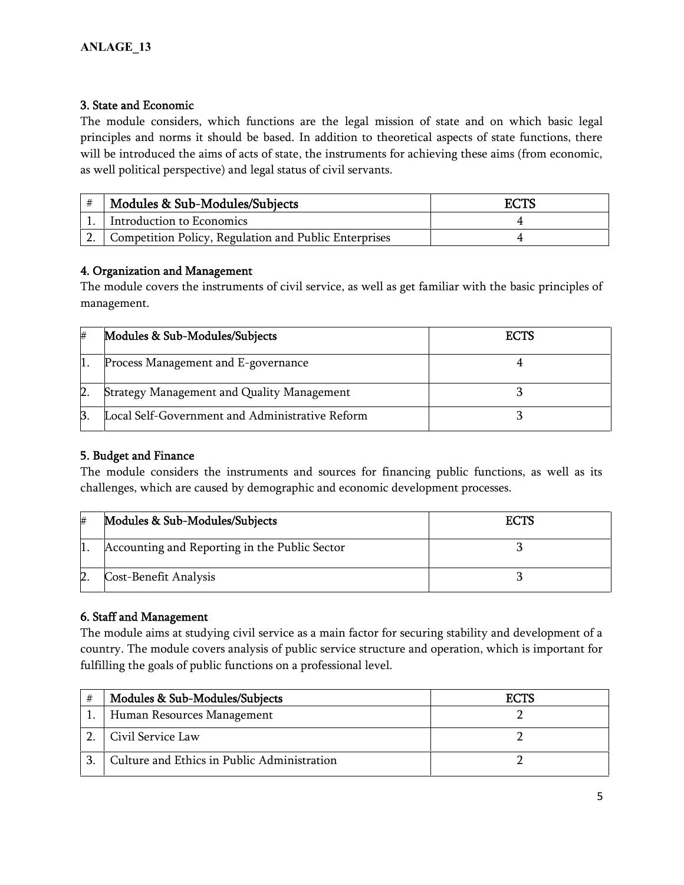ANLAGE_13

### 3. State and Economic

The module considers, which functions are the legal mission of state and on which basic legal principles and norms it should be based. In addition to theoretical aspects of state functions, there will be introduced the aims of acts of state, the instruments for achieving these aims (from economic, as well political perspective) and legal status of civil servants.

| # | Modules & Sub-Modules/Subjects | ECTS |
|---|---|---|
| 1. | Introduction to Economics | 4 |
| 2. | Competition Policy, Regulation and Public Enterprises | 4 |

### 4. Organization and Management

The module covers the instruments of civil service, as well as get familiar with the basic principles of management.

| # | Modules & Sub-Modules/Subjects | ECTS |
|---|---|---|
| 1. | Process Management and E-governance | 4 |
| 2. | Strategy Management and Quality Management | 3 |
| 3. | Local Self-Government and Administrative Reform | 3 |

### 5. Budget and Finance

The module considers the instruments and sources for financing public functions, as well as its challenges, which are caused by demographic and economic development processes.

| # | Modules & Sub-Modules/Subjects | ECTS |
|---|---|---|
| 1. | Accounting and Reporting in the Public Sector | 3 |
| 2. | Cost-Benefit Analysis | 3 |

### 6. Staff and Management

The module aims at studying civil service as a main factor for securing stability and development of a country. The module covers analysis of public service structure and operation, which is important for fulfilling the goals of public functions on a professional level.

| # | Modules & Sub-Modules/Subjects | ECTS |
|---|---|---|
| 1. | Human Resources Management | 2 |
| 2. | Civil Service Law | 2 |
| 3. | Culture and Ethics in Public Administration | 2 |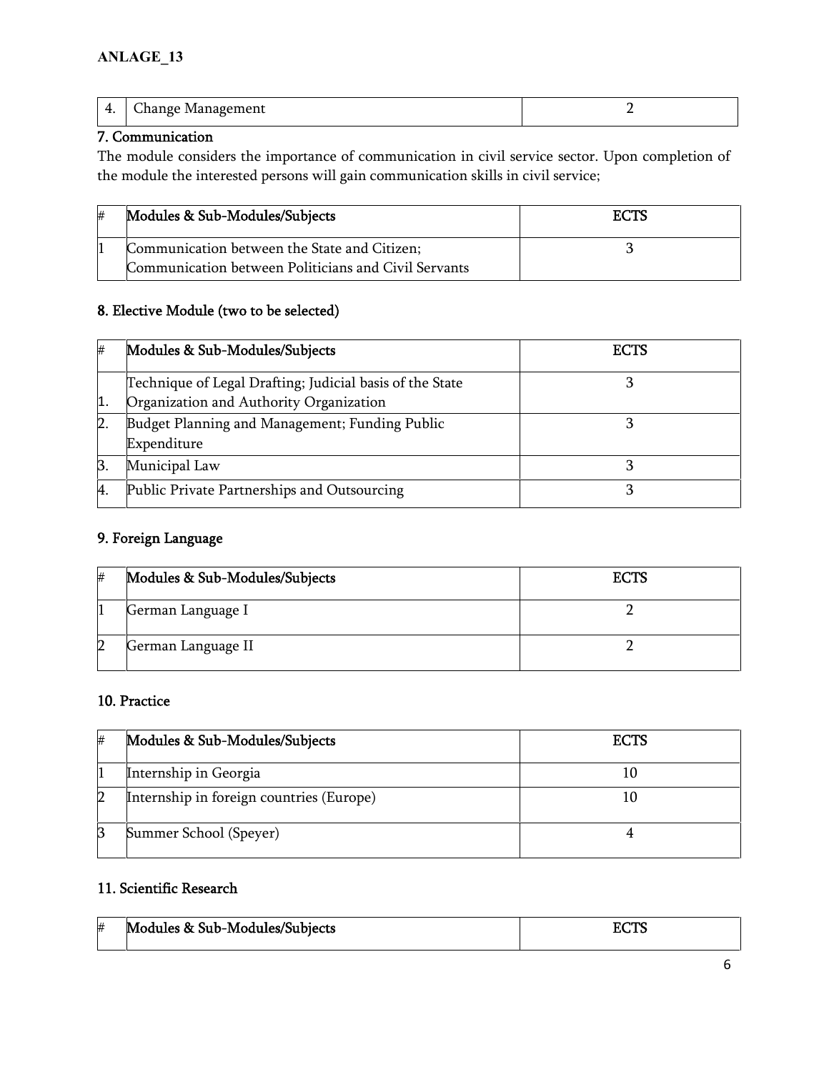ANLAGE_13

| 4. | Change Management | 2 |
|---|---|---|

## 7. Communication

The module considers the importance of communication in civil service sector. Upon completion of the module the interested persons will gain communication skills in civil service;

| # | Modules & Sub-Modules/Subjects | ECTS |
|---|---|---|
| 1 | Communication between the State and Citizen; Communication between Politicians and Civil Servants | 3 |

## 8. Elective Module (two to be selected)

| # | Modules & Sub-Modules/Subjects | ECTS |
|---|---|---|
| 1. | Technique of Legal Drafting; Judicial basis of the State Organization and Authority Organization | 3 |
| 2. | Budget Planning and Management; Funding Public Expenditure | 3 |
| 3. | Municipal Law | 3 |
| 4. | Public Private Partnerships and Outsourcing | 3 |

## 9. Foreign Language

| # | Modules & Sub-Modules/Subjects | ECTS |
|---|---|---|
| 1 | German Language I | 2 |
| 2 | German Language II | 2 |

## 10. Practice

| # | Modules & Sub-Modules/Subjects | ECTS |
|---|---|---|
| 1 | Internship in Georgia | 10 |
| 2 | Internship in foreign countries (Europe) | 10 |
| 3 | Summer School (Speyer) | 4 |

## 11. Scientific Research

| # | Modules & Sub-Modules/Subjects | ECTS |
|---|---|---|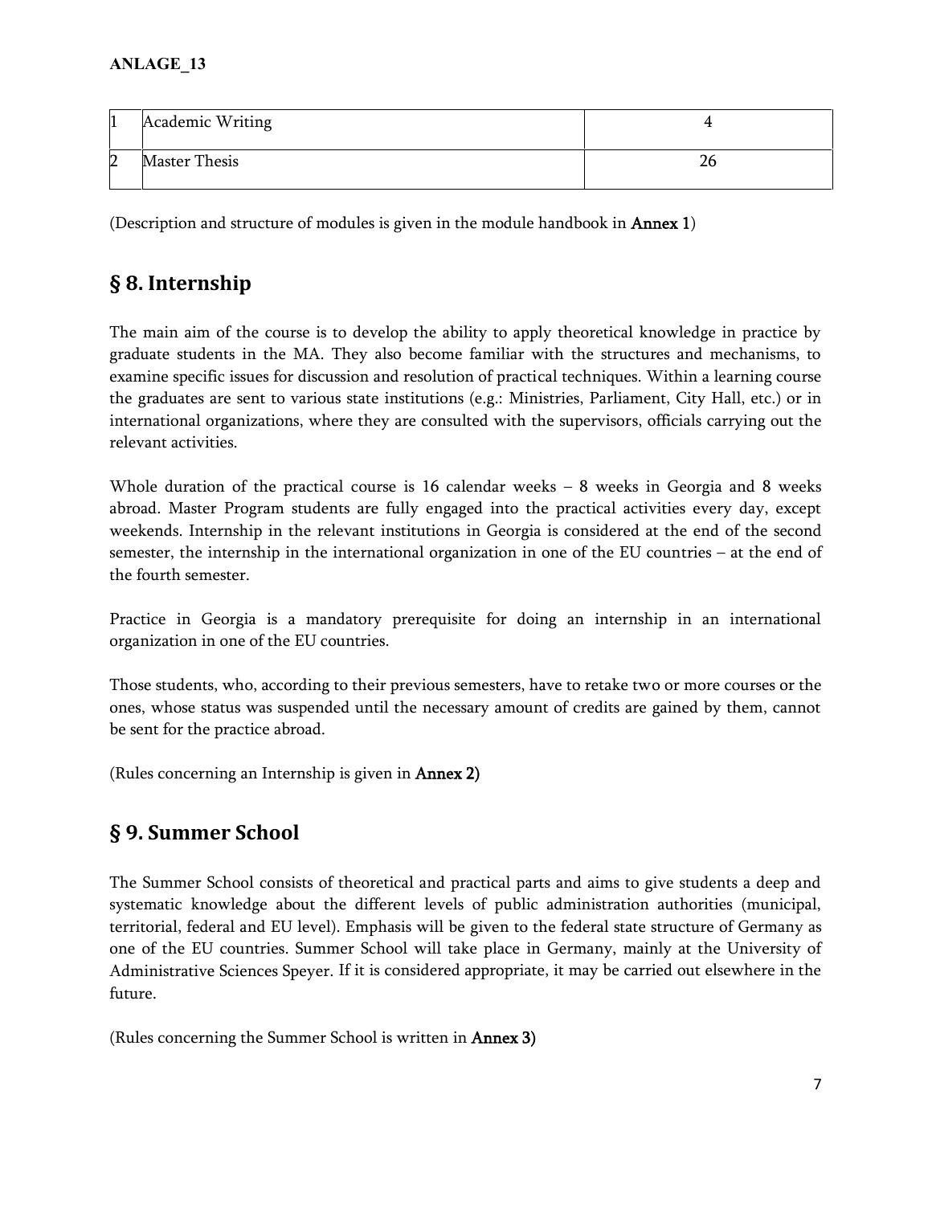| 1 | Academic Writing | 4 |
|---|---|---|
| 2 | Master Thesis | 26 |

(Description and structure of modules is given in the module handbook in **Annex 1**)

## § 8. Internship

The main aim of the course is to develop the ability to apply theoretical knowledge in practice by graduate students in the MA. They also become familiar with the structures and mechanisms, to examine specific issues for discussion and resolution of practical techniques. Within a learning course the graduates are sent to various state institutions (e.g.: Ministries, Parliament, City Hall, etc.) or in international organizations, where they are consulted with the supervisors, officials carrying out the relevant activities.

Whole duration of the practical course is 16 calendar weeks – 8 weeks in Georgia and 8 weeks abroad. Master Program students are fully engaged into the practical activities every day, except weekends. Internship in the relevant institutions in Georgia is considered at the end of the second semester, the internship in the international organization in one of the EU countries – at the end of the fourth semester.

Practice in Georgia is a mandatory prerequisite for doing an internship in an international organization in one of the EU countries.

Those students, who, according to their previous semesters, have to retake two or more courses or the ones, whose status was suspended until the necessary amount of credits are gained by them, cannot be sent for the practice abroad.

(Rules concerning an Internship is given in **Annex 2)**

## § 9. Summer School

The Summer School consists of theoretical and practical parts and aims to give students a deep and systematic knowledge about the different levels of public administration authorities (municipal, territorial, federal and EU level). Emphasis will be given to the federal state structure of Germany as one of the EU countries. Summer School will take place in Germany, mainly at the University of Administrative Sciences Speyer. If it is considered appropriate, it may be carried out elsewhere in the future.

(Rules concerning the Summer School is written in **Annex 3)**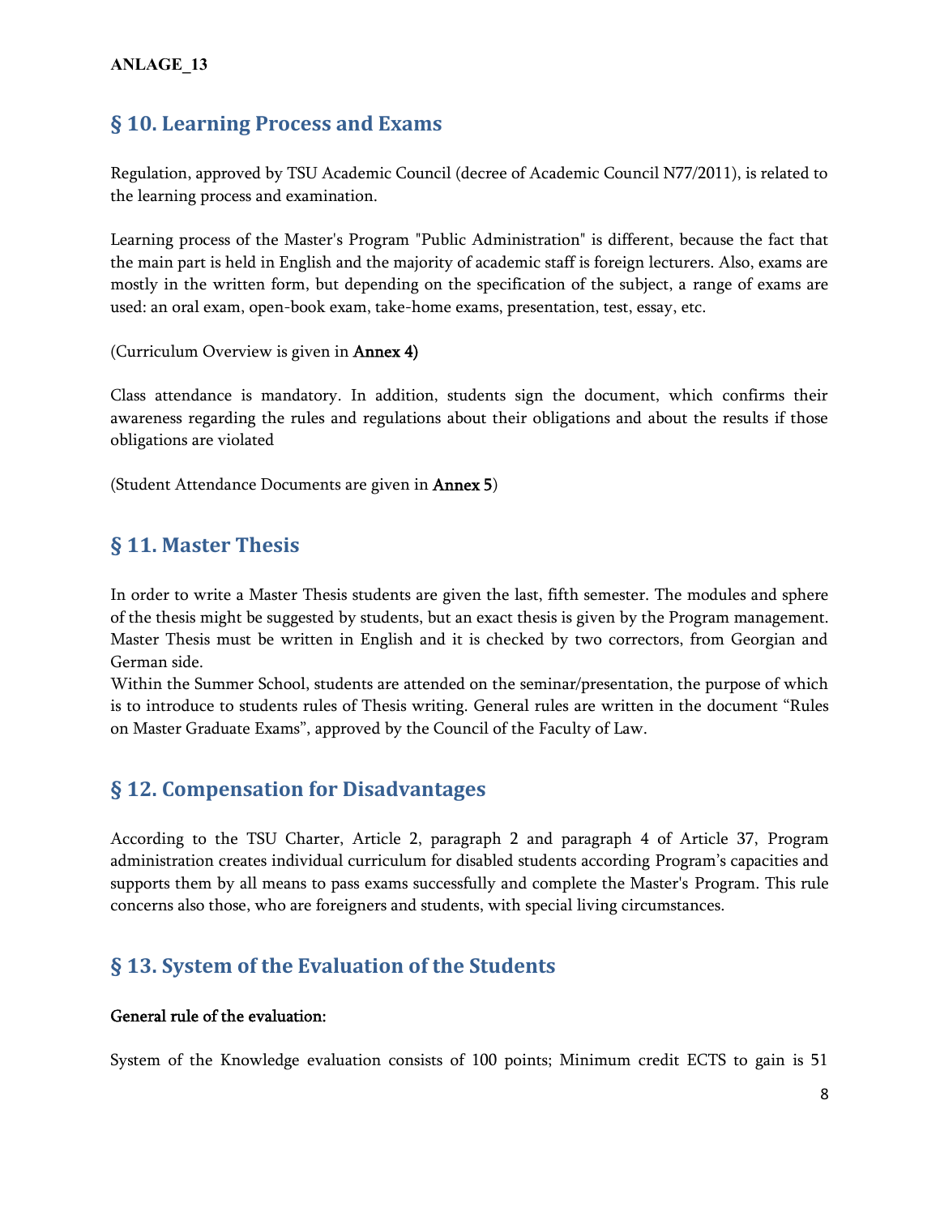**ANLAGE_13**

## § 10. Learning Process and Exams

Regulation, approved by TSU Academic Council (decree of Academic Council N77/2011), is related to the learning process and examination.

Learning process of the Master's Program "Public Administration" is different, because the fact that the main part is held in English and the majority of academic staff is foreign lecturers. Also, exams are mostly in the written form, but depending on the specification of the subject, a range of exams are used: an oral exam, open-book exam, take-home exams, presentation, test, essay, etc.

(Curriculum Overview is given in **Annex 4)**

Class attendance is mandatory. In addition, students sign the document, which confirms their awareness regarding the rules and regulations about their obligations and about the results if those obligations are violated

(Student Attendance Documents are given in **Annex 5**)

## § 11. Master Thesis

In order to write a Master Thesis students are given the last, fifth semester. The modules and sphere of the thesis might be suggested by students, but an exact thesis is given by the Program management. Master Thesis must be written in English and it is checked by two correctors, from Georgian and German side.
Within the Summer School, students are attended on the seminar/presentation, the purpose of which is to introduce to students rules of Thesis writing. General rules are written in the document "Rules on Master Graduate Exams", approved by the Council of the Faculty of Law.

## § 12. Compensation for Disadvantages

According to the TSU Charter, Article 2, paragraph 2 and paragraph 4 of Article 37, Program administration creates individual curriculum for disabled students according Program's capacities and supports them by all means to pass exams successfully and complete the Master's Program. This rule concerns also those, who are foreigners and students, with special living circumstances.

## § 13. System of the Evaluation of the Students

**General rule of the evaluation:**

System of the Knowledge evaluation consists of 100 points; Minimum credit ECTS to gain is 51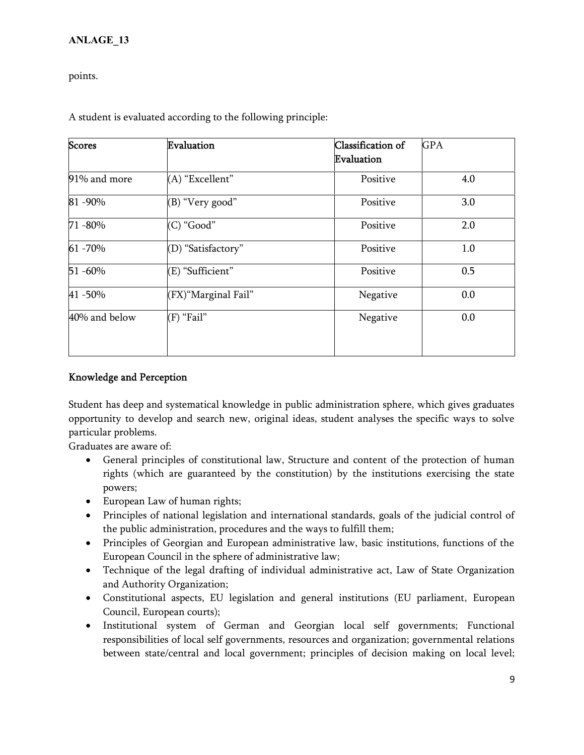points.

A student is evaluated according to the following principle:

| Scores | Evaluation | Classification of Evaluation | GPA |
|---|---|---|---|
| 91% and more | (A) “Excellent” | Positive | 4.0 |
| 81 -90% | (B) “Very good” | Positive | 3.0 |
| 71 -80% | (C) “Good” | Positive | 2.0 |
| 61 -70% | (D) “Satisfactory” | Positive | 1.0 |
| 51 -60% | (E) “Sufficient” | Positive | 0.5 |
| 41 -50% | (FX)“Marginal Fail” | Negative | 0.0 |
| 40% and below | (F) “Fail” | Negative | 0.0 |

## Knowledge and Perception

Student has deep and systematical knowledge in public administration sphere, which gives graduates opportunity to develop and search new, original ideas, student analyses the specific ways to solve particular problems.
Graduates are aware of:

- General principles of constitutional law, Structure and content of the protection of human rights (which are guaranteed by the constitution) by the institutions exercising the state powers;
- European Law of human rights;
- Principles of national legislation and international standards, goals of the judicial control of the public administration, procedures and the ways to fulfill them;
- Principles of Georgian and European administrative law, basic institutions, functions of the European Council in the sphere of administrative law;
- Technique of the legal drafting of individual administrative act, Law of State Organization and Authority Organization;
- Constitutional aspects, EU legislation and general institutions (EU parliament, European Council, European courts);
- Institutional system of German and Georgian local self governments; Functional responsibilities of local self governments, resources and organization; governmental relations between state/central and local government; principles of decision making on local level;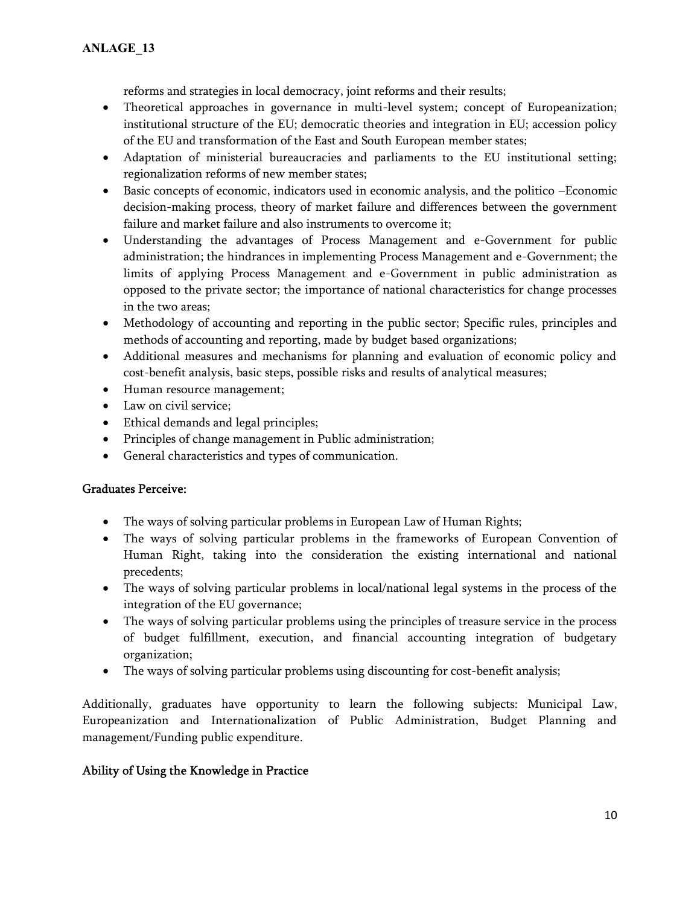reforms and strategies in local democracy, joint reforms and their results;

- Theoretical approaches in governance in multi-level system; concept of Europeanization; institutional structure of the EU; democratic theories and integration in EU; accession policy of the EU and transformation of the East and South European member states;
- Adaptation of ministerial bureaucracies and parliaments to the EU institutional setting; regionalization reforms of new member states;
- Basic concepts of economic, indicators used in economic analysis, and the politico –Economic decision-making process, theory of market failure and differences between the government failure and market failure and also instruments to overcome it;
- Understanding the advantages of Process Management and e-Government for public administration; the hindrances in implementing Process Management and e-Government; the limits of applying Process Management and e-Government in public administration as opposed to the private sector; the importance of national characteristics for change processes in the two areas;
- Methodology of accounting and reporting in the public sector; Specific rules, principles and methods of accounting and reporting, made by budget based organizations;
- Additional measures and mechanisms for planning and evaluation of economic policy and cost-benefit analysis, basic steps, possible risks and results of analytical measures;
- Human resource management;
- Law on civil service;
- Ethical demands and legal principles;
- Principles of change management in Public administration;
- General characteristics and types of communication.

## Graduates Perceive:

- The ways of solving particular problems in European Law of Human Rights;
- The ways of solving particular problems in the frameworks of European Convention of Human Right, taking into the consideration the existing international and national precedents;
- The ways of solving particular problems in local/national legal systems in the process of the integration of the EU governance;
- The ways of solving particular problems using the principles of treasure service in the process of budget fulfillment, execution, and financial accounting integration of budgetary organization;
- The ways of solving particular problems using discounting for cost-benefit analysis;

Additionally, graduates have opportunity to learn the following subjects: Municipal Law, Europeanization and Internationalization of Public Administration, Budget Planning and management/Funding public expenditure.

## Ability of Using the Knowledge in Practice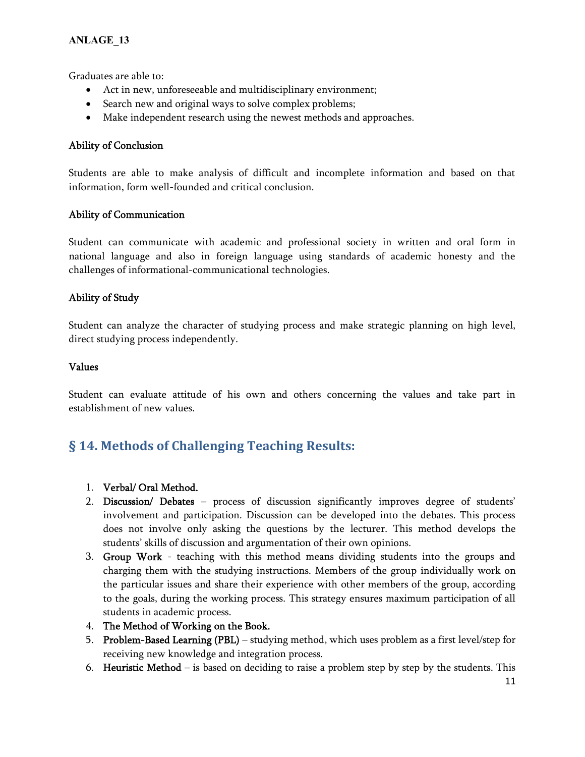Graduates are able to:

- Act in new, unforeseeable and multidisciplinary environment;
- Search new and original ways to solve complex problems;
- Make independent research using the newest methods and approaches.

**Ability of Conclusion**

Students are able to make analysis of difficult and incomplete information and based on that information, form well-founded and critical conclusion.

**Ability of Communication**

Student can communicate with academic and professional society in written and oral form in national language and also in foreign language using standards of academic honesty and the challenges of informational-communicational technologies.

**Ability of Study**

Student can analyze the character of studying process and make strategic planning on high level, direct studying process independently.

**Values**

Student can evaluate attitude of his own and others concerning the values and take part in establishment of new values.

## § 14. Methods of Challenging Teaching Results:

1. **Verbal/ Oral Method.**
2. **Discussion/ Debates** – process of discussion significantly improves degree of students' involvement and participation. Discussion can be developed into the debates. This process does not involve only asking the questions by the lecturer. This method develops the students' skills of discussion and argumentation of their own opinions.
3. **Group Work** - teaching with this method means dividing students into the groups and charging them with the studying instructions. Members of the group individually work on the particular issues and share their experience with other members of the group, according to the goals, during the working process. This strategy ensures maximum participation of all students in academic process.
4. **The Method of Working on the Book.**
5. **Problem-Based Learning (PBL)** – studying method, which uses problem as a first level/step for receiving new knowledge and integration process.
6. **Heuristic Method** – is based on deciding to raise a problem step by step by the students. This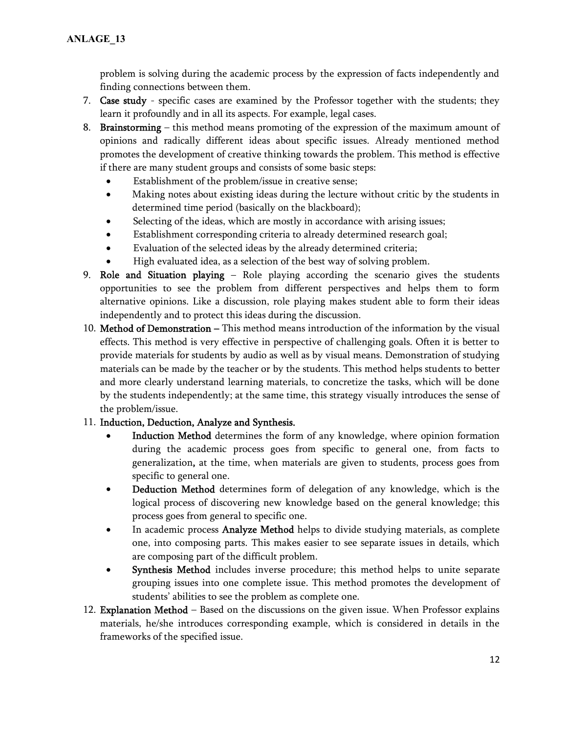problem is solving during the academic process by the expression of facts independently and finding connections between them.

7. **Case study** - specific cases are examined by the Professor together with the students; they learn it profoundly and in all its aspects. For example, legal cases.
8. **Brainstorming** – this method means promoting of the expression of the maximum amount of opinions and radically different ideas about specific issues. Already mentioned method promotes the development of creative thinking towards the problem. This method is effective if there are many student groups and consists of some basic steps:
   - Establishment of the problem/issue in creative sense;
   - Making notes about existing ideas during the lecture without critic by the students in determined time period (basically on the blackboard);
   - Selecting of the ideas, which are mostly in accordance with arising issues;
   - Establishment corresponding criteria to already determined research goal;
   - Evaluation of the selected ideas by the already determined criteria;
   - High evaluated idea, as a selection of the best way of solving problem.
9. **Role and Situation playing** – Role playing according the scenario gives the students opportunities to see the problem from different perspectives and helps them to form alternative opinions. Like a discussion, role playing makes student able to form their ideas independently and to protect this ideas during the discussion.
10. **Method of Demonstration** – This method means introduction of the information by the visual effects. This method is very effective in perspective of challenging goals. Often it is better to provide materials for students by audio as well as by visual means. Demonstration of studying materials can be made by the teacher or by the students. This method helps students to better and more clearly understand learning materials, to concretize the tasks, which will be done by the students independently; at the same time, this strategy visually introduces the sense of the problem/issue.
11. **Induction, Deduction, Analyze and Synthesis.**
    - **Induction Method** determines the form of any knowledge, where opinion formation during the academic process goes from specific to general one, from facts to generalization**,** at the time, when materials are given to students, process goes from specific to general one.
    - **Deduction Method** determines form of delegation of any knowledge, which is the logical process of discovering new knowledge based on the general knowledge; this process goes from general to specific one.
    - In academic process **Analyze Method** helps to divide studying materials, as complete one, into composing parts. This makes easier to see separate issues in details, which are composing part of the difficult problem.
    - **Synthesis Method** includes inverse procedure; this method helps to unite separate grouping issues into one complete issue. This method promotes the development of students' abilities to see the problem as complete one.
12. **Explanation Method** – Based on the discussions on the given issue. When Professor explains materials, he/she introduces corresponding example, which is considered in details in the frameworks of the specified issue.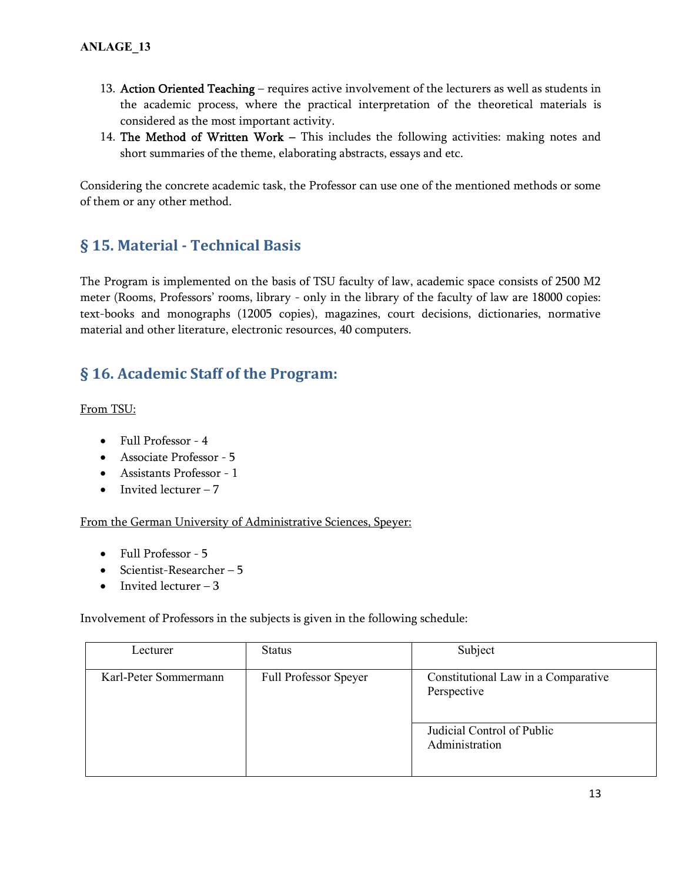13. **Action Oriented Teaching** – requires active involvement of the lecturers as well as students in the academic process, where the practical interpretation of the theoretical materials is considered as the most important activity.
14. **The Method of Written Work** – This includes the following activities: making notes and short summaries of the theme, elaborating abstracts, essays and etc.

Considering the concrete academic task, the Professor can use one of the mentioned methods or some of them or any other method.

## § 15. Material - Technical Basis

The Program is implemented on the basis of TSU faculty of law, academic space consists of 2500 M2 meter (Rooms, Professors' rooms, library - only in the library of the faculty of law are 18000 copies: text-books and monographs (12005 copies), magazines, court decisions, dictionaries, normative material and other literature, electronic resources, 40 computers.

## § 16. Academic Staff of the Program:

From TSU:

- Full Professor - 4
- Associate Professor - 5
- Assistants Professor - 1
- Invited lecturer – 7

From the German University of Administrative Sciences, Speyer:

- Full Professor - 5
- Scientist-Researcher – 5
- Invited lecturer – 3

Involvement of Professors in the subjects is given in the following schedule:

| Lecturer | Status | Subject |
|---|---|---|
| Karl-Peter Sommermann | Full Professor Speyer | Constitutional Law in a Comparative Perspective |
| | | Judicial Control of Public Administration |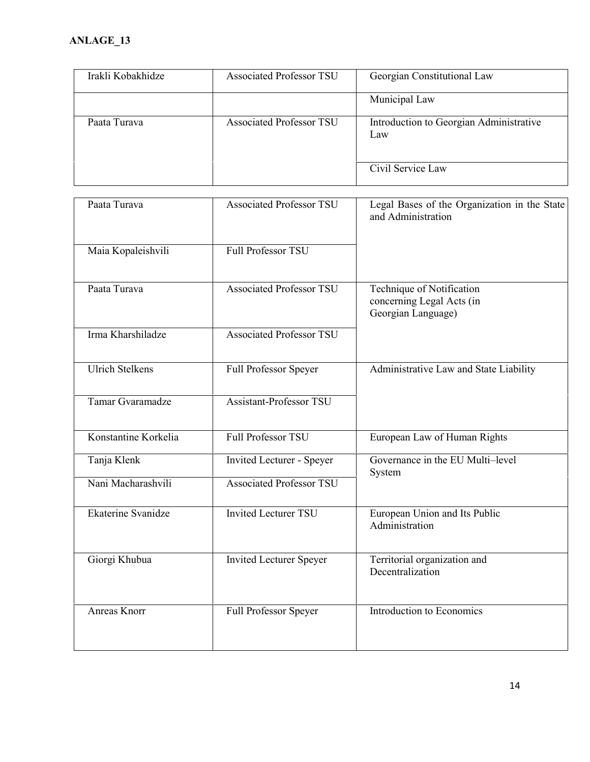**ANLAGE_13**

| | | |
|---|---|---|
| Irakli Kobakhidze | Associated Professor TSU | Georgian Constitutional Law |
| | | Municipal Law |
| Paata Turava | Associated Professor TSU | Introduction to Georgian Administrative Law |
| | | Civil Service Law |
| Paata Turava | Associated Professor TSU | Legal Bases of the Organization in the State and Administration |
| Maia Kopaleishvili | Full Professor TSU | |
| Paata Turava | Associated Professor TSU | Technique of Notification concerning Legal Acts (in Georgian Language) |
| Irma Kharshiladze | Associated Professor TSU | |
| Ulrich Stelkens | Full Professor Speyer | Administrative Law and State Liability |
| Tamar Gvaramadze | Assistant-Professor TSU | |
| Konstantine Korkelia | Full Professor TSU | European Law of Human Rights |
| Tanja Klenk | Invited Lecturer - Speyer | Governance in the EU Multi–level System |
| Nani Macharashvili | Associated Professor TSU | |
| Ekaterine Svanidze | Invited Lecturer TSU | European Union and Its Public Administration |
| Giorgi Khubua | Invited Lecturer Speyer | Territorial organization and Decentralization |
| Anreas Knorr | Full Professor Speyer | Introduction to Economics |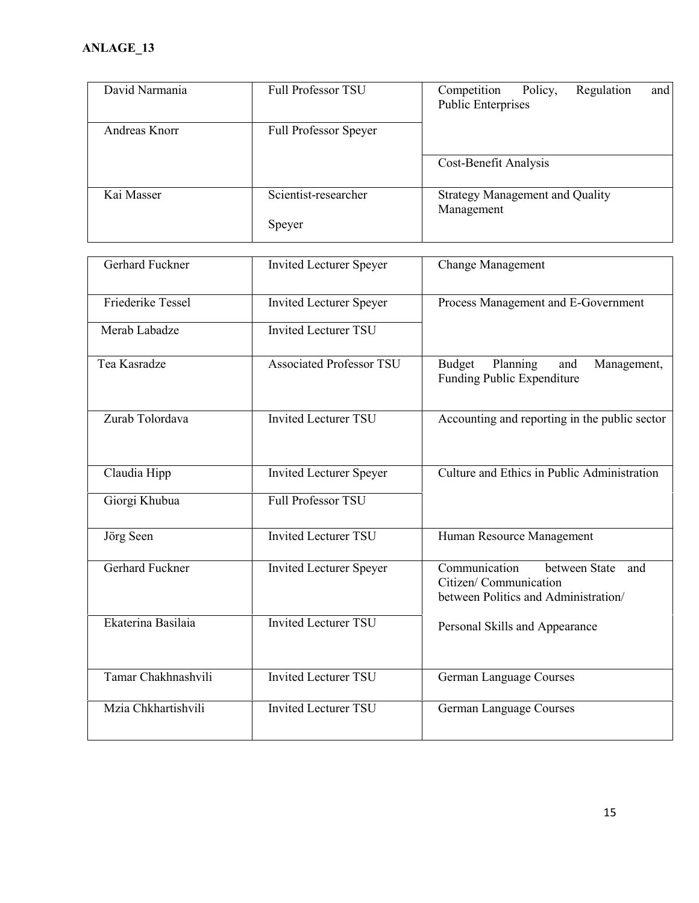**ANLAGE_13**

| | | |
|---|---|---|
| David Narmania | Full Professor TSU | Competition Policy, Regulation and Public Enterprises |
| Andreas Knorr | Full Professor Speyer | |
| | | Cost-Benefit Analysis |
| Kai Masser | Scientist-researcher Speyer | Strategy Management and Quality Management |

| | | |
|---|---|---|
| Gerhard Fuckner | Invited Lecturer Speyer | Change Management |
| Friederike Tessel | Invited Lecturer Speyer | Process Management and E-Government |
| Merab Labadze | Invited Lecturer TSU | |
| Tea Kasradze | Associated Professor TSU | Budget Planning and Management, Funding Public Expenditure |
| Zurab Tolordava | Invited Lecturer TSU | Accounting and reporting in the public sector |
| Claudia Hipp | Invited Lecturer Speyer | Culture and Ethics in Public Administration |
| Giorgi Khubua | Full Professor TSU | |
| Jörg Seen | Invited Lecturer TSU | Human Resource Management |
| Gerhard Fuckner | Invited Lecturer Speyer | Communication between State and Citizen/ Communication between Politics and Administration/ |
| Ekaterina Basilaia | Invited Lecturer TSU | Personal Skills and Appearance |
| Tamar Chakhnashvili | Invited Lecturer TSU | German Language Courses |
| Mzia Chkhartishvili | Invited Lecturer TSU | German Language Courses |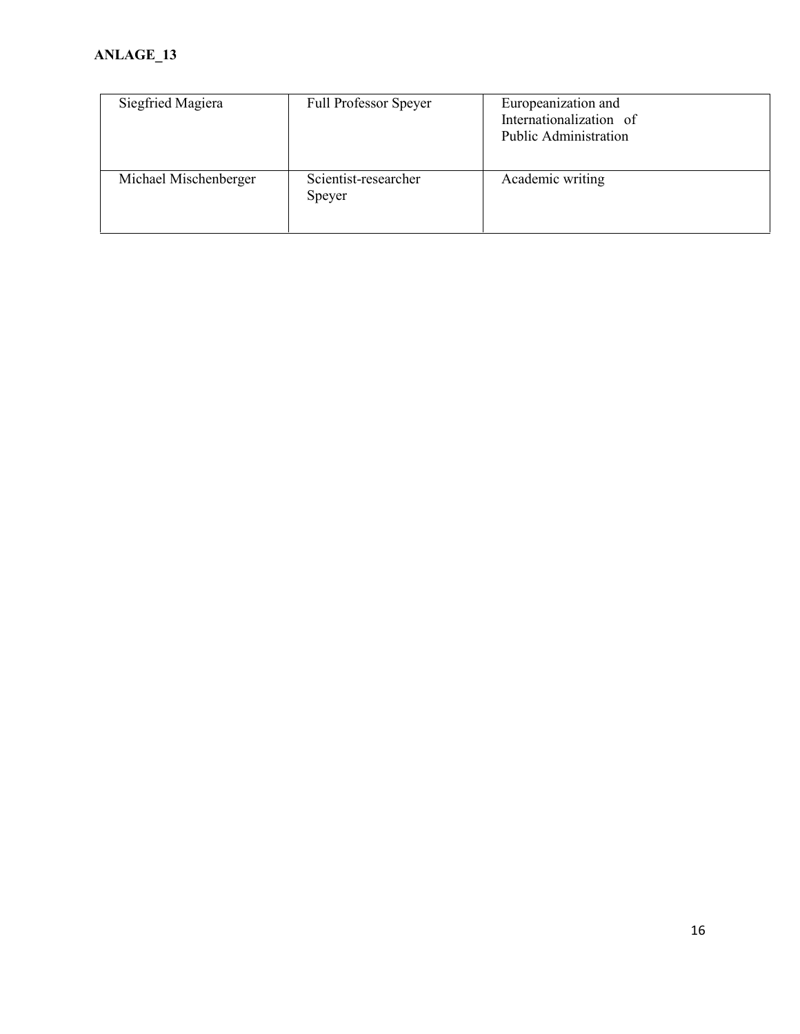**ANLAGE_13**

| | | |
|---|---|---|
| Siegfried Magiera | Full Professor Speyer | Europeanization and Internationalization of Public Administration |
| Michael Mischenberger | Scientist-researcher Speyer | Academic writing |